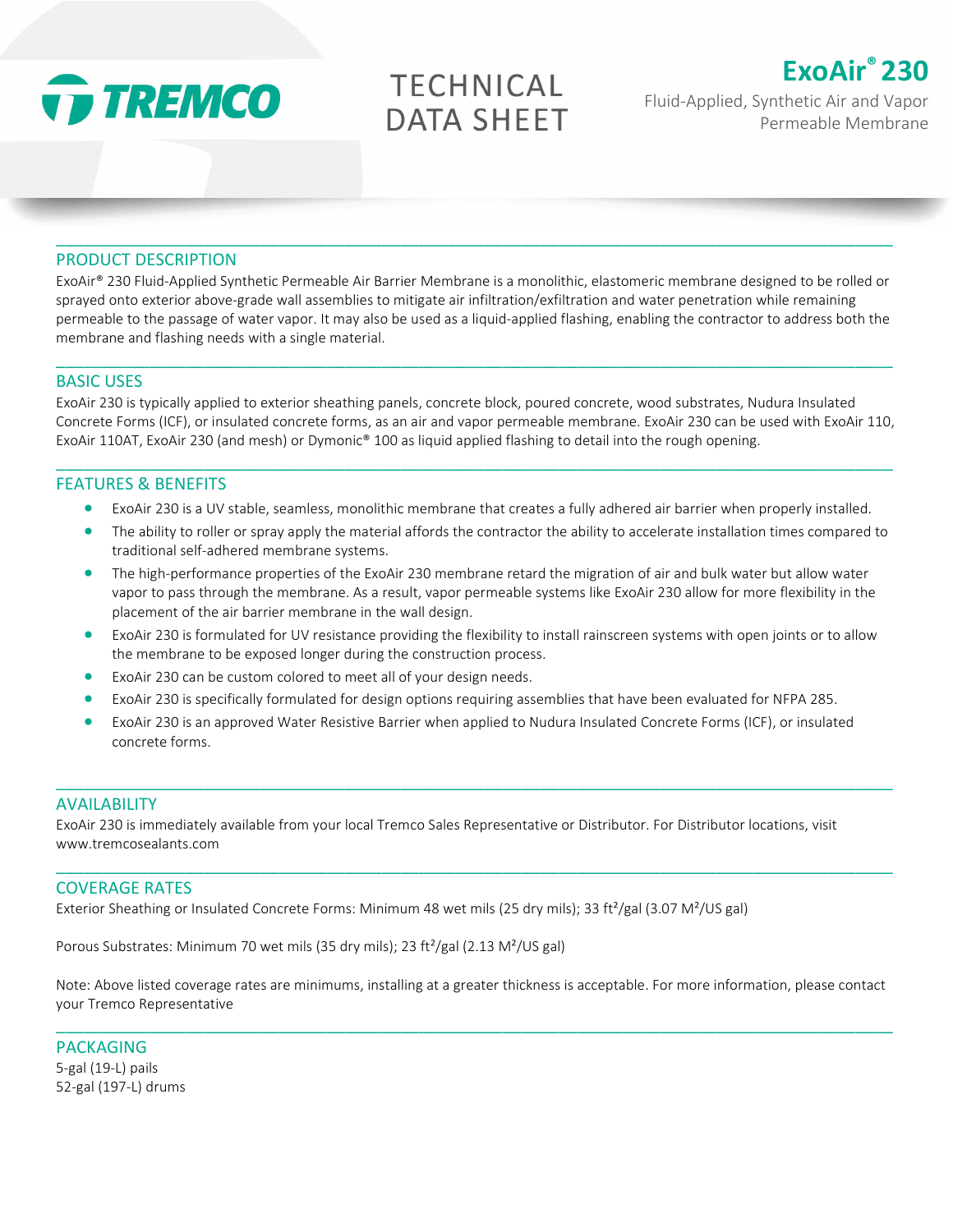TREMCO

# TECHNICAL DATA SHEET

# ExoAir® 230

Fluid-Applied, Synthetic Air and Vapor Permeable Membrane

## PRODUCT DESCRIPTION

ExoAir® 230 Fluid-Applied Synthetic Permeable Air Barrier Membrane is a monolithic, elastomeric membrane designed to be rolled or sprayed onto exterior above-grade wall assemblies to mitigate air infiltration/exfiltration and water penetration while remaining permeable to the passage of water vapor. It may also be used as a liquid-applied flashing, enabling the contractor to address both the membrane and flashing needs with a single material.

## BASIC USES

ExoAir 230 is typically applied to exterior sheathing panels, concrete block, poured concrete, wood substrates, Nudura Insulated Concrete Forms (ICF), or insulated concrete forms, as an air and vapor permeable membrane. ExoAir 230 can be used with ExoAir 110, ExoAir 110AT, ExoAir 230 (and mesh) or Dymonic® 100 as liquid applied flashing to detail into the rough opening.

## FEATURES & BENEFITS

- ExoAir 230 is a UV stable, seamless, monolithic membrane that creates a fully adhered air barrier when properly installed.
- The ability to roller or spray apply the material affords the contractor the ability to accelerate installation times compared to traditional self-adhered membrane systems.
- The high-performance properties of the ExoAir 230 membrane retard the migration of air and bulk water but allow water vapor to pass through the membrane. As a result, vapor permeable systems like ExoAir 230 allow for more flexibility in the placement of the air barrier membrane in the wall design.
- ExoAir 230 is formulated for UV resistance providing the flexibility to install rainscreen systems with open joints or to allow the membrane to be exposed longer during the construction process.
- ExoAir 230 can be custom colored to meet all of your design needs.
- ExoAir 230 is specifically formulated for design options requiring assemblies that have been evaluated for NFPA 285.
- ExoAir 230 is an approved Water Resistive Barrier when applied to Nudura Insulated Concrete Forms (ICF), or insulated concrete forms.

## AVAILABILITY

ExoAir 230 is immediately available from your local Tremco Sales Representative or Distributor. For Distributor locations, visit www.tremcosealants.com

## COVERAGE RATES

Exterior Sheathing or Insulated Concrete Forms: Minimum 48 wet mils (25 dry mils); 33 ft²/gal (3.07 M²/US gal)

Porous Substrates: Minimum 70 wet mils (35 dry mils); 23 ft²/gal (2.13 M²/US gal)

Note: Above listed coverage rates are minimums, installing at a greater thickness is acceptable. For more information, please contact your Tremco Representative

## PACKAGING

5-gal (19-L) pails
52-gal (197-L) drums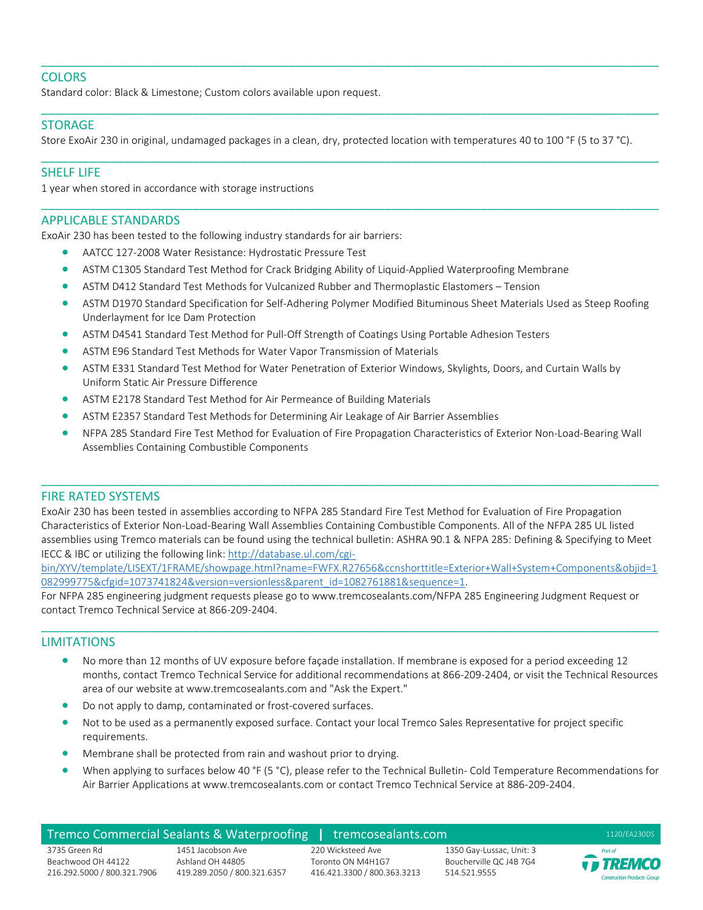## COLORS

Standard color: Black & Limestone; Custom colors available upon request.

## STORAGE

Store ExoAir 230 in original, undamaged packages in a clean, dry, protected location with temperatures 40 to 100 °F (5 to 37 °C).

## SHELF LIFE

1 year when stored in accordance with storage instructions

## APPLICABLE STANDARDS

ExoAir 230 has been tested to the following industry standards for air barriers:

- AATCC 127-2008 Water Resistance: Hydrostatic Pressure Test
- ASTM C1305 Standard Test Method for Crack Bridging Ability of Liquid-Applied Waterproofing Membrane
- ASTM D412 Standard Test Methods for Vulcanized Rubber and Thermoplastic Elastomers – Tension
- ASTM D1970 Standard Specification for Self-Adhering Polymer Modified Bituminous Sheet Materials Used as Steep Roofing Underlayment for Ice Dam Protection
- ASTM D4541 Standard Test Method for Pull-Off Strength of Coatings Using Portable Adhesion Testers
- ASTM E96 Standard Test Methods for Water Vapor Transmission of Materials
- ASTM E331 Standard Test Method for Water Penetration of Exterior Windows, Skylights, Doors, and Curtain Walls by Uniform Static Air Pressure Difference
- ASTM E2178 Standard Test Method for Air Permeance of Building Materials
- ASTM E2357 Standard Test Methods for Determining Air Leakage of Air Barrier Assemblies
- NFPA 285 Standard Fire Test Method for Evaluation of Fire Propagation Characteristics of Exterior Non-Load-Bearing Wall Assemblies Containing Combustible Components

## FIRE RATED SYSTEMS

ExoAir 230 has been tested in assemblies according to NFPA 285 Standard Fire Test Method for Evaluation of Fire Propagation Characteristics of Exterior Non-Load-Bearing Wall Assemblies Containing Combustible Components. All of the NFPA 285 UL listed assemblies using Tremco materials can be found using the technical bulletin: ASHRA 90.1 & NFPA 285: Defining & Specifying to Meet IECC & IBC or utilizing the following link: http://database.ul.com/cgi-bin/XYV/template/LISEXT/1FRAME/showpage.html?name=FWFX.R27656&ccnshorttitle=Exterior+Wall+System+Components&objid=1082999775&cfgid=1073741824&version=versionless&parent_id=1082761881&sequence=1.

For NFPA 285 engineering judgment requests please go to www.tremcosealants.com/NFPA 285 Engineering Judgment Request or contact Tremco Technical Service at 866-209-2404.

## LIMITATIONS

- No more than 12 months of UV exposure before façade installation. If membrane is exposed for a period exceeding 12 months, contact Tremco Technical Service for additional recommendations at 866-209-2404, or visit the Technical Resources area of our website at www.tremcosealants.com and "Ask the Expert."
- Do not apply to damp, contaminated or frost-covered surfaces.
- Not to be used as a permanently exposed surface. Contact your local Tremco Sales Representative for project specific requirements.
- Membrane shall be protected from rain and washout prior to drying.
- When applying to surfaces below 40 °F (5 °C), please refer to the Technical Bulletin- Cold Temperature Recommendations for Air Barrier Applications at www.tremcosealants.com or contact Tremco Technical Service at 886-209-2404.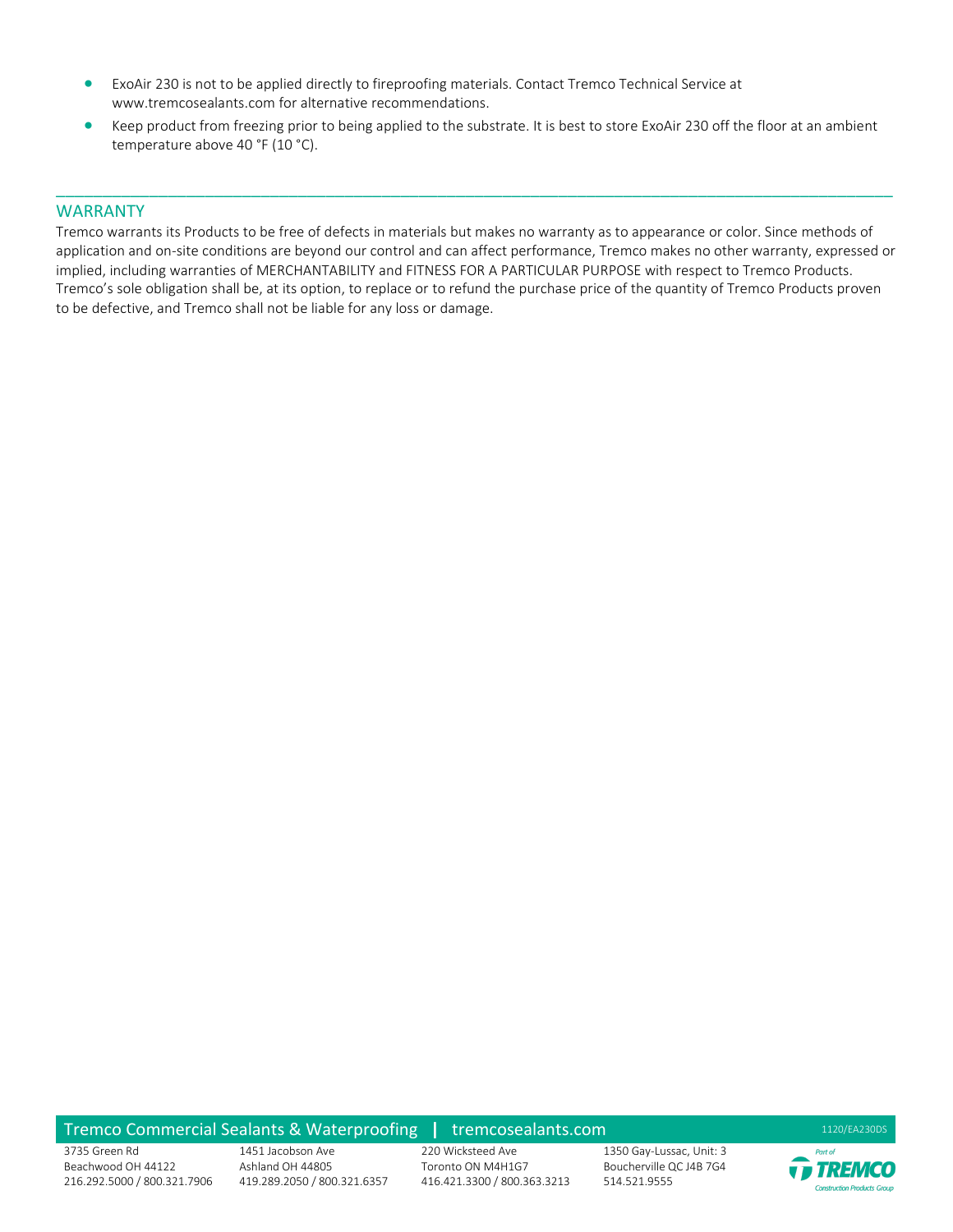- ExoAir 230 is not to be applied directly to fireproofing materials. Contact Tremco Technical Service at www.tremcosealants.com for alternative recommendations.
- Keep product from freezing prior to being applied to the substrate. It is best to store ExoAir 230 off the floor at an ambient temperature above 40 °F (10 °C).

## WARRANTY

Tremco warrants its Products to be free of defects in materials but makes no warranty as to appearance or color. Since methods of application and on-site conditions are beyond our control and can affect performance, Tremco makes no other warranty, expressed or implied, including warranties of MERCHANTABILITY and FITNESS FOR A PARTICULAR PURPOSE with respect to Tremco Products. Tremco's sole obligation shall be, at its option, to replace or to refund the purchase price of the quantity of Tremco Products proven to be defective, and Tremco shall not be liable for any loss or damage.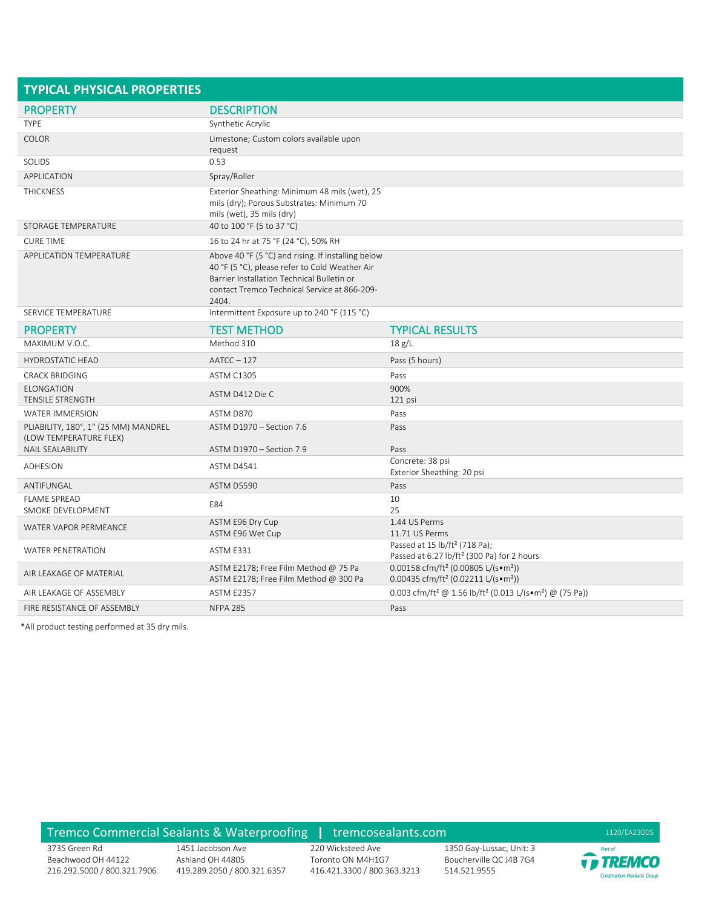## TYPICAL PHYSICAL PROPERTIES

| PROPERTY | DESCRIPTION |
|---|---|
| TYPE | Synthetic Acrylic |
| COLOR | Limestone; Custom colors available upon request |
| SOLIDS | 0.53 |
| APPLICATION | Spray/Roller |
| THICKNESS | Exterior Sheathing: Minimum 48 mils (wet), 25 mils (dry); Porous Substrates: Minimum 70 mils (wet), 35 mils (dry) |
| STORAGE TEMPERATURE | 40 to 100 °F (5 to 37 °C) |
| CURE TIME | 16 to 24 hr at 75 °F (24 °C), 50% RH |
| APPLICATION TEMPERATURE | Above 40 °F (5 °C) and rising. If installing below 40 °F (5 °C), please refer to Cold Weather Air Barrier Installation Technical Bulletin or contact Tremco Technical Service at 866-209-2404. |
| SERVICE TEMPERATURE | Intermittent Exposure up to 240 °F (115 °C) |

| PROPERTY | TEST METHOD | TYPICAL RESULTS |
|---|---|---|
| MAXIMUM V.O.C. | Method 310 | 18 g/L |
| HYDROSTATIC HEAD | AATCC – 127 | Pass (5 hours) |
| CRACK BRIDGING | ASTM C1305 | Pass |
| ELONGATION<br>TENSILE STRENGTH | ASTM D412 Die C | 900%<br>121 psi |
| WATER IMMERSION | ASTM D870 | Pass |
| PLIABILITY, 180°, 1" (25 MM) MANDREL (LOW TEMPERATURE FLEX)<br>NAIL SEALABILITY | ASTM D1970 – Section 7.6<br>ASTM D1970 – Section 7.9 | Pass<br>Pass |
| ADHESION | ASTM D4541 | Concrete: 38 psi<br>Exterior Sheathing: 20 psi |
| ANTIFUNGAL | ASTM D5590 | Pass |
| FLAME SPREAD<br>SMOKE DEVELOPMENT | E84 | 10<br>25 |
| WATER VAPOR PERMEANCE | ASTM E96 Dry Cup<br>ASTM E96 Wet Cup | 1.44 US Perms<br>11.71 US Perms |
| WATER PENETRATION | ASTM E331 | Passed at 15 lb/ft² (718 Pa);<br>Passed at 6.27 lb/ft² (300 Pa) for 2 hours |
| AIR LEAKAGE OF MATERIAL | ASTM E2178; Free Film Method @ 75 Pa<br>ASTM E2178; Free Film Method @ 300 Pa | 0.00158 cfm/ft² (0.00805 L/(s•m²))<br>0.00435 cfm/ft² (0.02211 L/(s•m²)) |
| AIR LEAKAGE OF ASSEMBLY | ASTM E2357 | 0.003 cfm/ft² @ 1.56 lb/ft² (0.013 L/(s•m²) @ (75 Pa)) |
| FIRE RESISTANCE OF ASSEMBLY | NFPA 285 | Pass |

*All product testing performed at 35 dry mils.

Tremco Commercial Sealants & Waterproofing | tremcosealants.com

1120/EA230DS

3735 Green Rd
Beachwood OH 44122
216.292.5000 / 800.321.7906

1451 Jacobson Ave
Ashland OH 44805
419.289.2050 / 800.321.6357

220 Wicksteed Ave
Toronto ON M4H1G7
416.421.3300 / 800.363.3213

1350 Gay-Lussac, Unit: 3
Boucherville QC J4B 7G4
514.521.9555

Part of TREMCO Construction Products Group